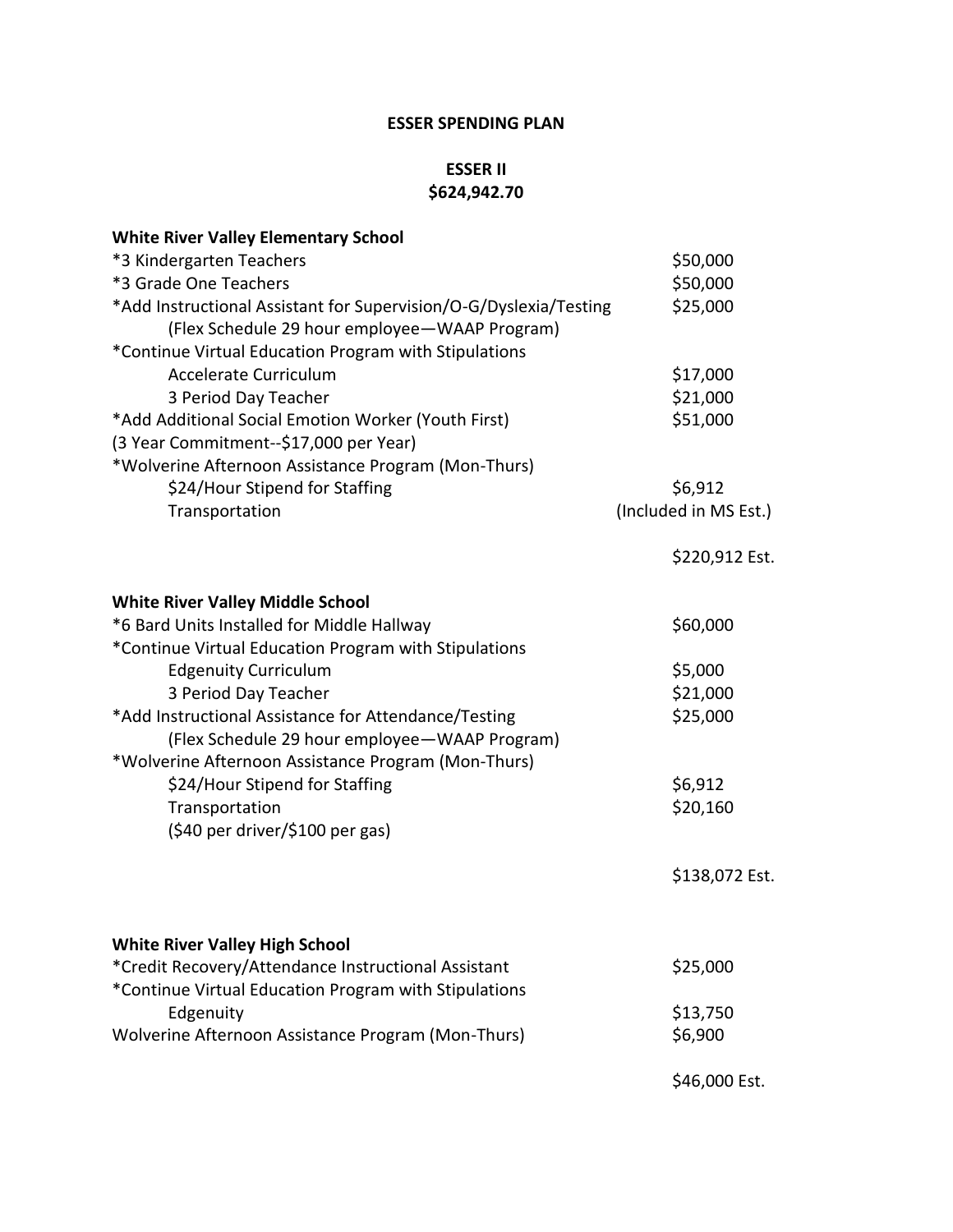**ESSER SPENDING PLAN**

**ESSER II**
**$624,942.70**

| **White River Valley Elementary School** | |
|---|---|
| *3 Kindergarten Teachers | $50,000 |
| *3 Grade One Teachers | $50,000 |
| *Add Instructional Assistant for Supervision/O-G/Dyslexia/Testing | $25,000 |
| (Flex Schedule 29 hour employee—WAAP Program) | |
| *Continue Virtual Education Program with Stipulations | |
| Accelerate Curriculum | $17,000 |
| 3 Period Day Teacher | $21,000 |
| *Add Additional Social Emotion Worker (Youth First) | $51,000 |
| (3 Year Commitment--$17,000 per Year) | |
| *Wolverine Afternoon Assistance Program (Mon-Thurs) | |
| $24/Hour Stipend for Staffing | $6,912 |
| Transportation | (Included in MS Est.) |
| | $220,912 Est. |

| **White River Valley Middle School** | |
|---|---|
| *6 Bard Units Installed for Middle Hallway | $60,000 |
| *Continue Virtual Education Program with Stipulations | |
| Edgenuity Curriculum | $5,000 |
| 3 Period Day Teacher | $21,000 |
| *Add Instructional Assistance for Attendance/Testing | $25,000 |
| (Flex Schedule 29 hour employee—WAAP Program) | |
| *Wolverine Afternoon Assistance Program (Mon-Thurs) | |
| $24/Hour Stipend for Staffing | $6,912 |
| Transportation | $20,160 |
| ($40 per driver/$100 per gas) | |
| | $138,072 Est. |

| **White River Valley High School** | |
|---|---|
| *Credit Recovery/Attendance Instructional Assistant | $25,000 |
| *Continue Virtual Education Program with Stipulations | |
| Edgenuity | $13,750 |
| Wolverine Afternoon Assistance Program (Mon-Thurs) | $6,900 |
| | $46,000 Est. |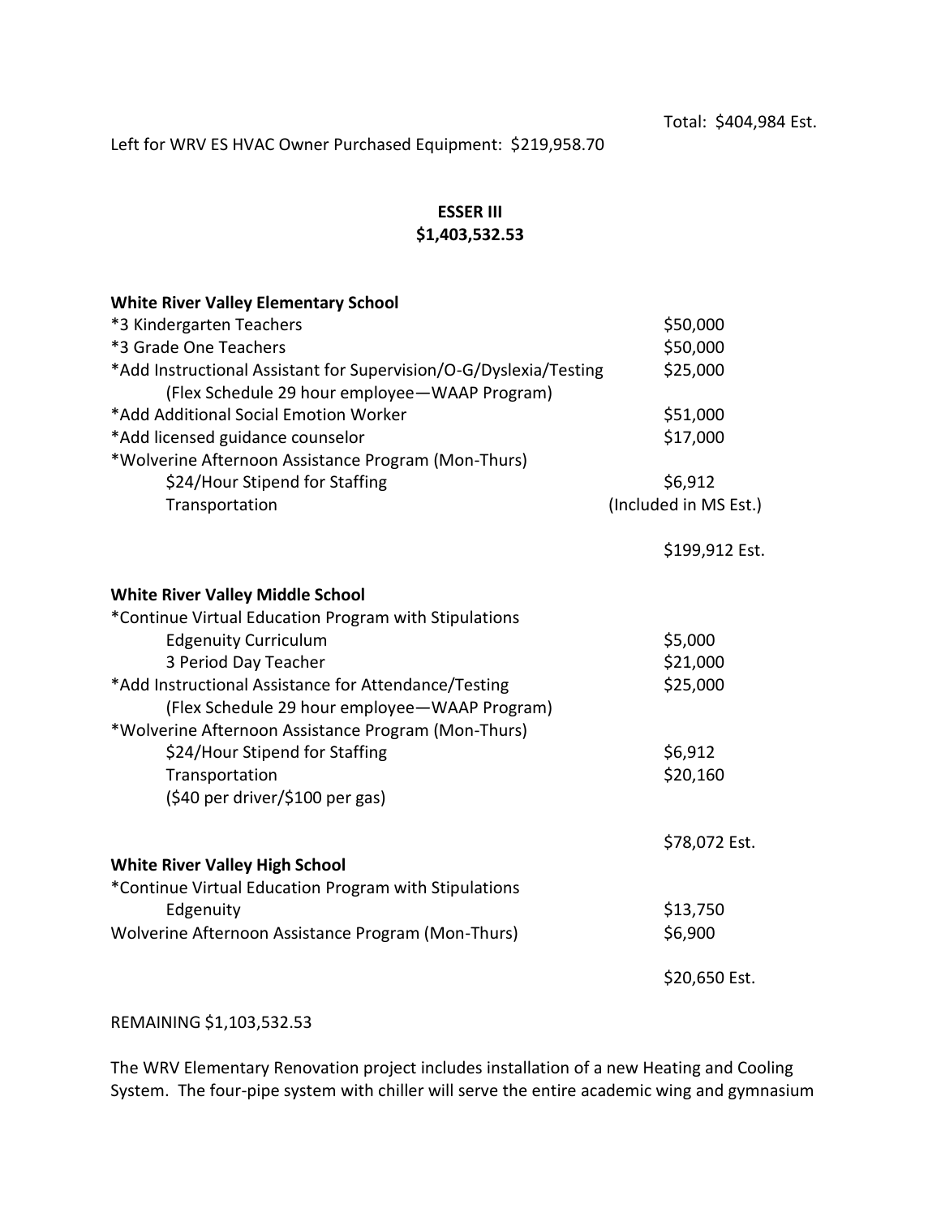Total: $404,984 Est.

Left for WRV ES HVAC Owner Purchased Equipment: $219,958.70

## ESSER III
## $1,403,532.53

**White River Valley Elementary School**

| | |
|---|---|
| *3 Kindergarten Teachers | $50,000 |
| *3 Grade One Teachers | $50,000 |
| *Add Instructional Assistant for Supervision/O-G/Dyslexia/Testing (Flex Schedule 29 hour employee—WAAP Program) | $25,000 |
| *Add Additional Social Emotion Worker | $51,000 |
| *Add licensed guidance counselor | $17,000 |
| *Wolverine Afternoon Assistance Program (Mon-Thurs) | |
| $24/Hour Stipend for Staffing | $6,912 |
| Transportation | (Included in MS Est.) |
| | $199,912 Est. |

**White River Valley Middle School**

| | |
|---|---|
| *Continue Virtual Education Program with Stipulations | |
| Edgenuity Curriculum | $5,000 |
| 3 Period Day Teacher | $21,000 |
| *Add Instructional Assistance for Attendance/Testing (Flex Schedule 29 hour employee—WAAP Program) | $25,000 |
| *Wolverine Afternoon Assistance Program (Mon-Thurs) | |
| $24/Hour Stipend for Staffing | $6,912 |
| Transportation ($40 per driver/$100 per gas) | $20,160 |
| | $78,072 Est. |

**White River Valley High School**

| | |
|---|---|
| *Continue Virtual Education Program with Stipulations | |
| Edgenuity | $13,750 |
| Wolverine Afternoon Assistance Program (Mon-Thurs) | $6,900 |
| | $20,650 Est. |

REMAINING $1,103,532.53

The WRV Elementary Renovation project includes installation of a new Heating and Cooling System. The four-pipe system with chiller will serve the entire academic wing and gymnasium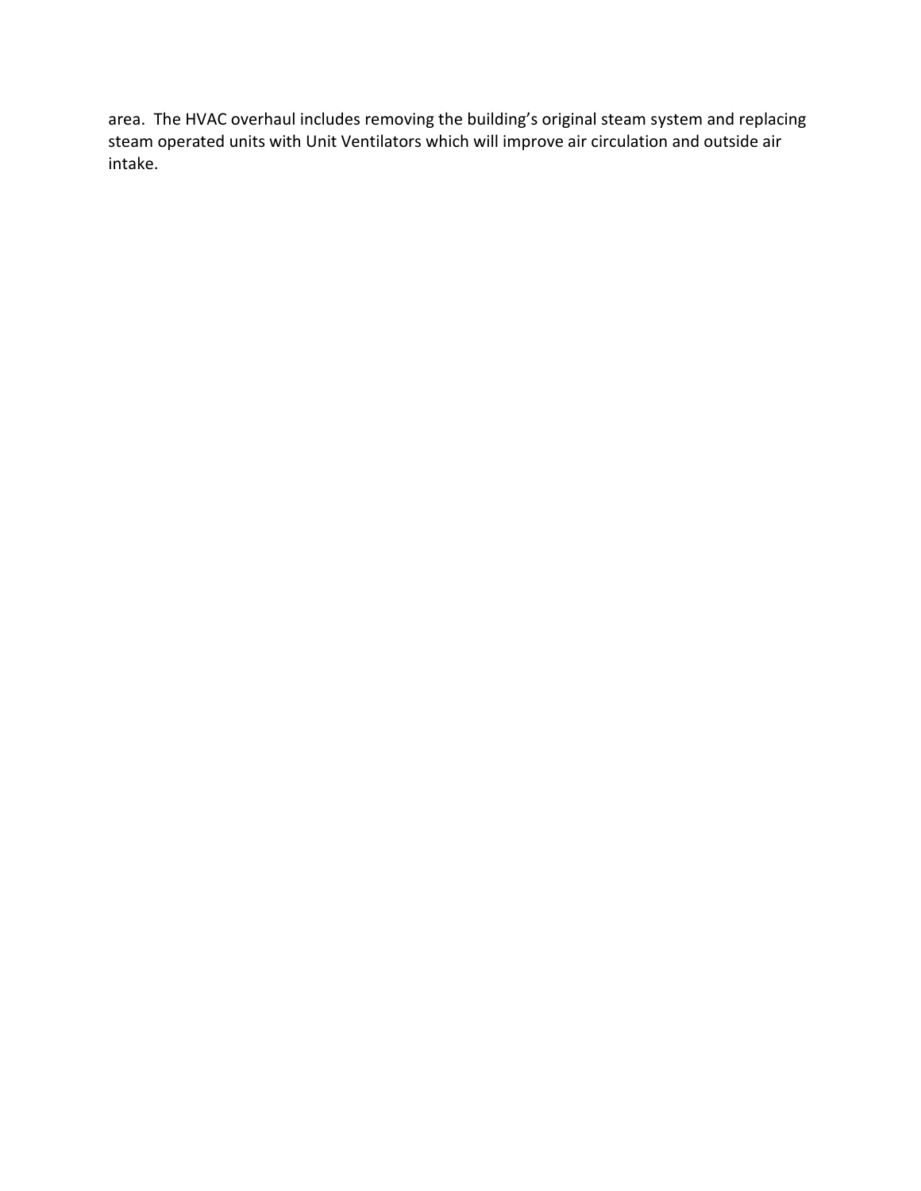area. The HVAC overhaul includes removing the building's original steam system and replacing steam operated units with Unit Ventilators which will improve air circulation and outside air intake.